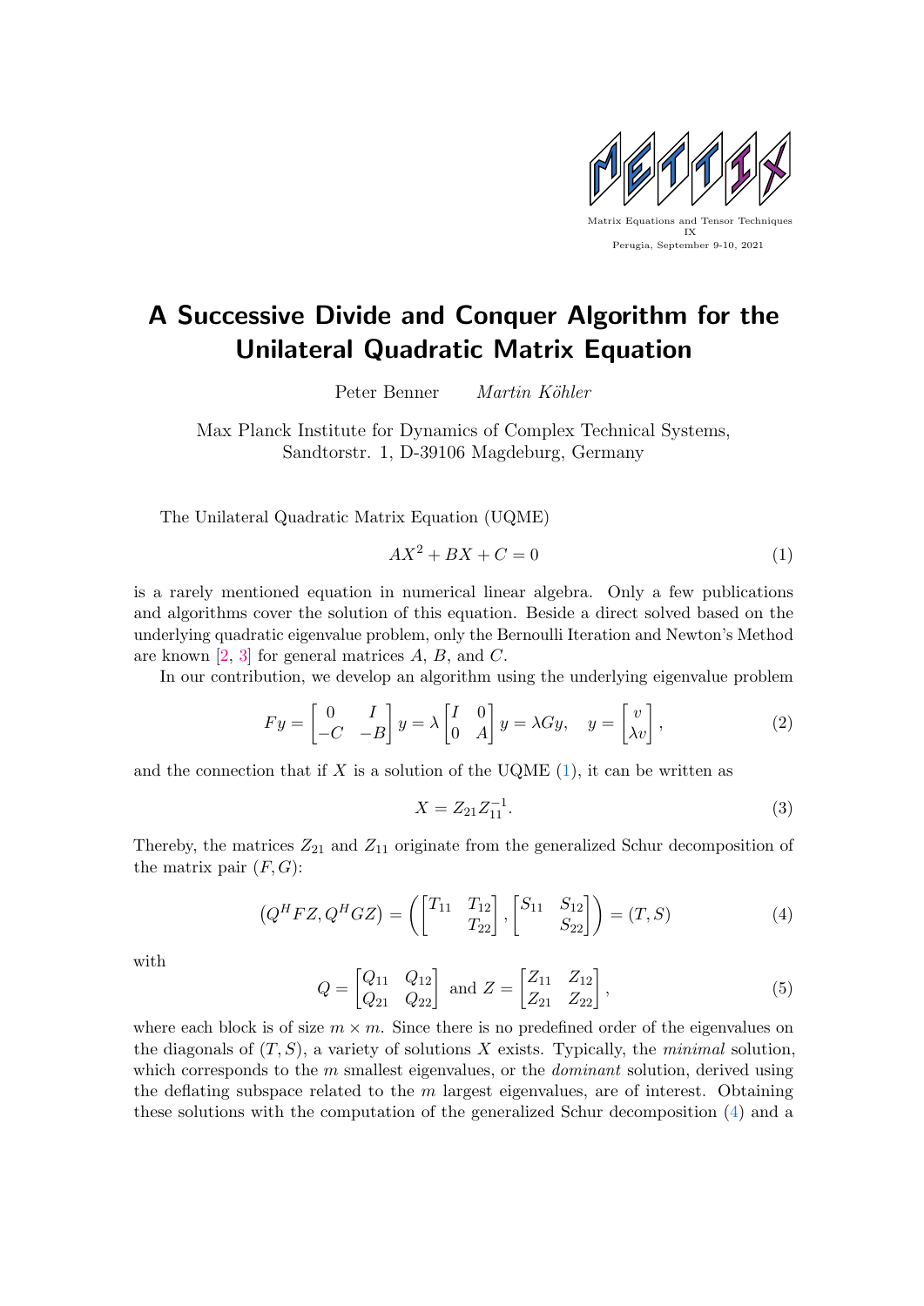Matrix Equations and Tensor Techniques IX
Perugia, September 9-10, 2021

# A Successive Divide and Conquer Algorithm for the Unilateral Quadratic Matrix Equation

Peter Benner *Martin Köhler*

Max Planck Institute for Dynamics of Complex Technical Systems,
Sandtorstr. 1, D-39106 Magdeburg, Germany

The Unilateral Quadratic Matrix Equation (UQME)

$$AX^2 + BX + C = 0 \tag{1}$$

is a rarely mentioned equation in numerical linear algebra. Only a few publications and algorithms cover the solution of this equation. Beside a direct solved based on the underlying quadratic eigenvalue problem, only the Bernoulli Iteration and Newton's Method are known [2, 3] for general matrices $A$, $B$, and $C$.

In our contribution, we develop an algorithm using the underlying eigenvalue problem

$$Fy = \begin{bmatrix} 0 & I \\ -C & -B \end{bmatrix} y = \lambda \begin{bmatrix} I & 0 \\ 0 & A \end{bmatrix} y = \lambda G y, \quad y = \begin{bmatrix} v \\ \lambda v \end{bmatrix}, \tag{2}$$

and the connection that if $X$ is a solution of the UQME (1), it can be written as

$$X = Z_{21} Z_{11}^{-1}. \tag{3}$$

Thereby, the matrices $Z_{21}$ and $Z_{11}$ originate from the generalized Schur decomposition of the matrix pair $(F, G)$:

$$\left(Q^H F Z, Q^H G Z\right) = \left( \begin{bmatrix} T_{11} & T_{12} \\ & T_{22} \end{bmatrix}, \begin{bmatrix} S_{11} & S_{12} \\ & S_{22} \end{bmatrix} \right) = (T, S) \tag{4}$$

with

$$Q = \begin{bmatrix} Q_{11} & Q_{12} \\ Q_{21} & Q_{22} \end{bmatrix} \text{ and } Z = \begin{bmatrix} Z_{11} & Z_{12} \\ Z_{21} & Z_{22} \end{bmatrix}, \tag{5}$$

where each block is of size $m \times m$. Since there is no predefined order of the eigenvalues on the diagonals of $(T, S)$, a variety of solutions $X$ exists. Typically, the *minimal* solution, which corresponds to the $m$ smallest eigenvalues, or the *dominant* solution, derived using the deflating subspace related to the $m$ largest eigenvalues, are of interest. Obtaining these solutions with the computation of the generalized Schur decomposition (4) and a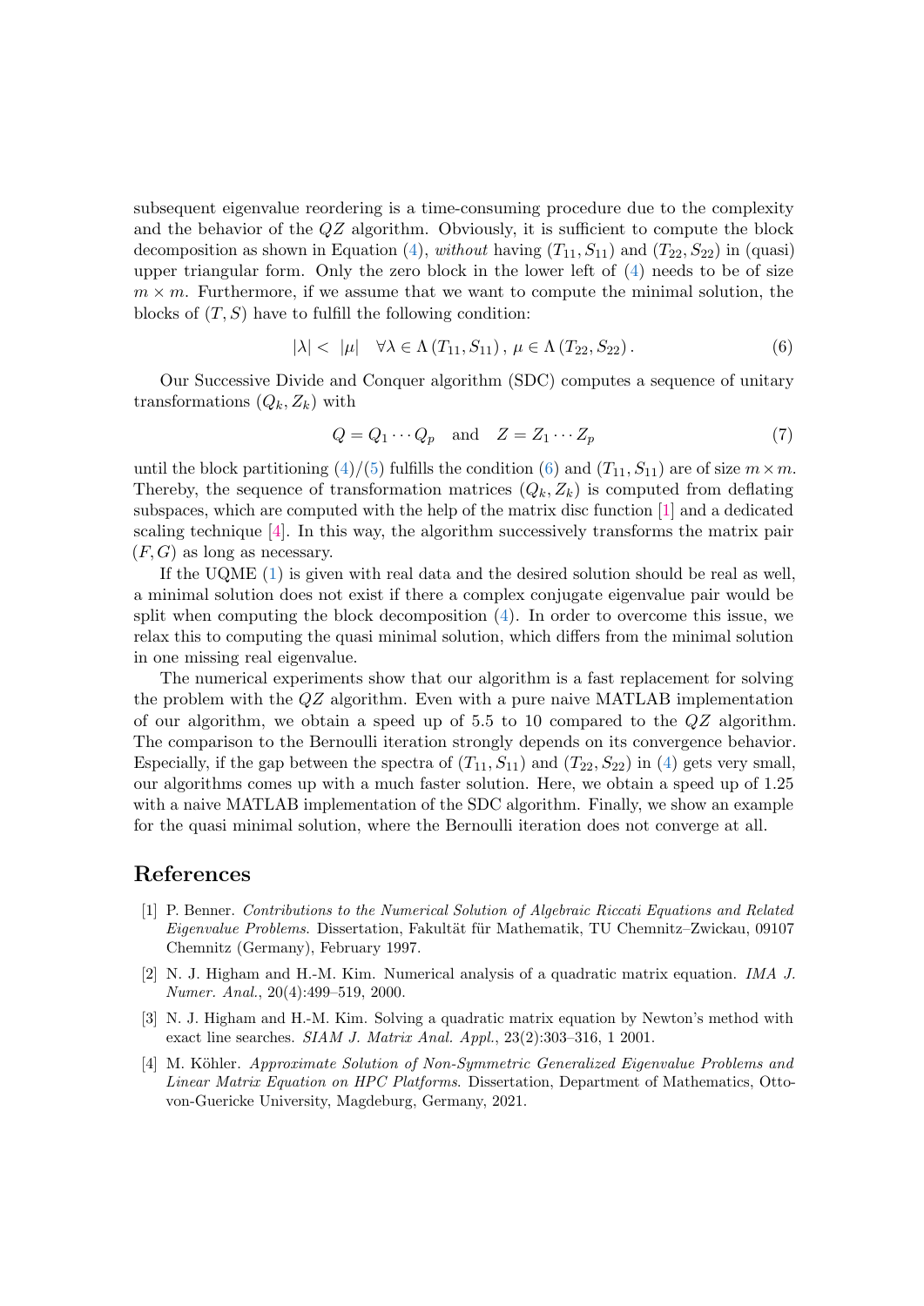subsequent eigenvalue reordering is a time-consuming procedure due to the complexity and the behavior of the $QZ$ algorithm. Obviously, it is sufficient to compute the block decomposition as shown in Equation (4), *without* having $(T_{11}, S_{11})$ and $(T_{22}, S_{22})$ in (quasi) upper triangular form. Only the zero block in the lower left of (4) needs to be of size $m \times m$. Furthermore, if we assume that we want to compute the minimal solution, the blocks of $(T, S)$ have to fulfill the following condition:

$$|\lambda| < |\mu| \quad \forall \lambda \in \Lambda\left(T_{11}, S_{11}\right),\, \mu \in \Lambda\left(T_{22}, S_{22}\right). \tag{6}$$

Our Successive Divide and Conquer algorithm (SDC) computes a sequence of unitary transformations $(Q_k, Z_k)$ with

$$Q = Q_1 \cdots Q_p \quad \text{and} \quad Z = Z_1 \cdots Z_p \tag{7}$$

until the block partitioning (4)/(5) fulfills the condition (6) and $(T_{11}, S_{11})$ are of size $m \times m$. Thereby, the sequence of transformation matrices $(Q_k, Z_k)$ is computed from deflating subspaces, which are computed with the help of the matrix disc function [1] and a dedicated scaling technique [4]. In this way, the algorithm successively transforms the matrix pair $(F, G)$ as long as necessary.

If the UQME (1) is given with real data and the desired solution should be real as well, a minimal solution does not exist if there a complex conjugate eigenvalue pair would be split when computing the block decomposition (4). In order to overcome this issue, we relax this to computing the quasi minimal solution, which differs from the minimal solution in one missing real eigenvalue.

The numerical experiments show that our algorithm is a fast replacement for solving the problem with the $QZ$ algorithm. Even with a pure naive MATLAB implementation of our algorithm, we obtain a speed up of 5.5 to 10 compared to the $QZ$ algorithm. The comparison to the Bernoulli iteration strongly depends on its convergence behavior. Especially, if the gap between the spectra of $(T_{11}, S_{11})$ and $(T_{22}, S_{22})$ in (4) gets very small, our algorithms comes up with a much faster solution. Here, we obtain a speed up of 1.25 with a naive MATLAB implementation of the SDC algorithm. Finally, we show an example for the quasi minimal solution, where the Bernoulli iteration does not converge at all.

## References

[1] P. Benner. *Contributions to the Numerical Solution of Algebraic Riccati Equations and Related Eigenvalue Problems*. Dissertation, Fakultät für Mathematik, TU Chemnitz–Zwickau, 09107 Chemnitz (Germany), February 1997.

[2] N. J. Higham and H.-M. Kim. Numerical analysis of a quadratic matrix equation. *IMA J. Numer. Anal.*, 20(4):499–519, 2000.

[3] N. J. Higham and H.-M. Kim. Solving a quadratic matrix equation by Newton's method with exact line searches. *SIAM J. Matrix Anal. Appl.*, 23(2):303–316, 1 2001.

[4] M. Köhler. *Approximate Solution of Non-Symmetric Generalized Eigenvalue Problems and Linear Matrix Equation on HPC Platforms*. Dissertation, Department of Mathematics, Otto-von-Guericke University, Magdeburg, Germany, 2021.